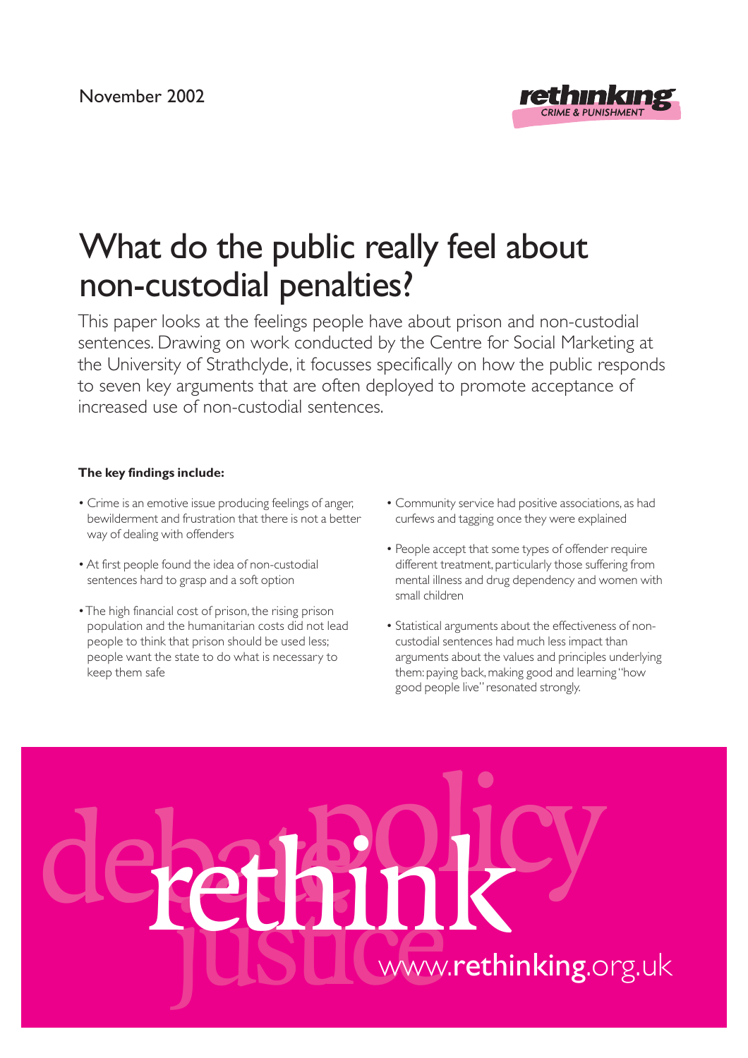November 2002

rethinking CRIME & PUNISHMENT

# What do the public really feel about non-custodial penalties?

This paper looks at the feelings people have about prison and non-custodial sentences. Drawing on work conducted by the Centre for Social Marketing at the University of Strathclyde, it focusses specifically on how the public responds to seven key arguments that are often deployed to promote acceptance of increased use of non-custodial sentences.

**The key findings include:**

- Crime is an emotive issue producing feelings of anger, bewilderment and frustration that there is not a better way of dealing with offenders
- At first people found the idea of non-custodial sentences hard to grasp and a soft option
- The high financial cost of prison, the rising prison population and the humanitarian costs did not lead people to think that prison should be used less; people want the state to do what is necessary to keep them safe
- Community service had positive associations, as had curfews and tagging once they were explained
- People accept that some types of offender require different treatment, particularly those suffering from mental illness and drug dependency and women with small children
- Statistical arguments about the effectiveness of non-custodial sentences had much less impact than arguments about the values and principles underlying them: paying back, making good and learning "how good people live" resonated strongly.

debate policy rethink justice

www.rethinking.org.uk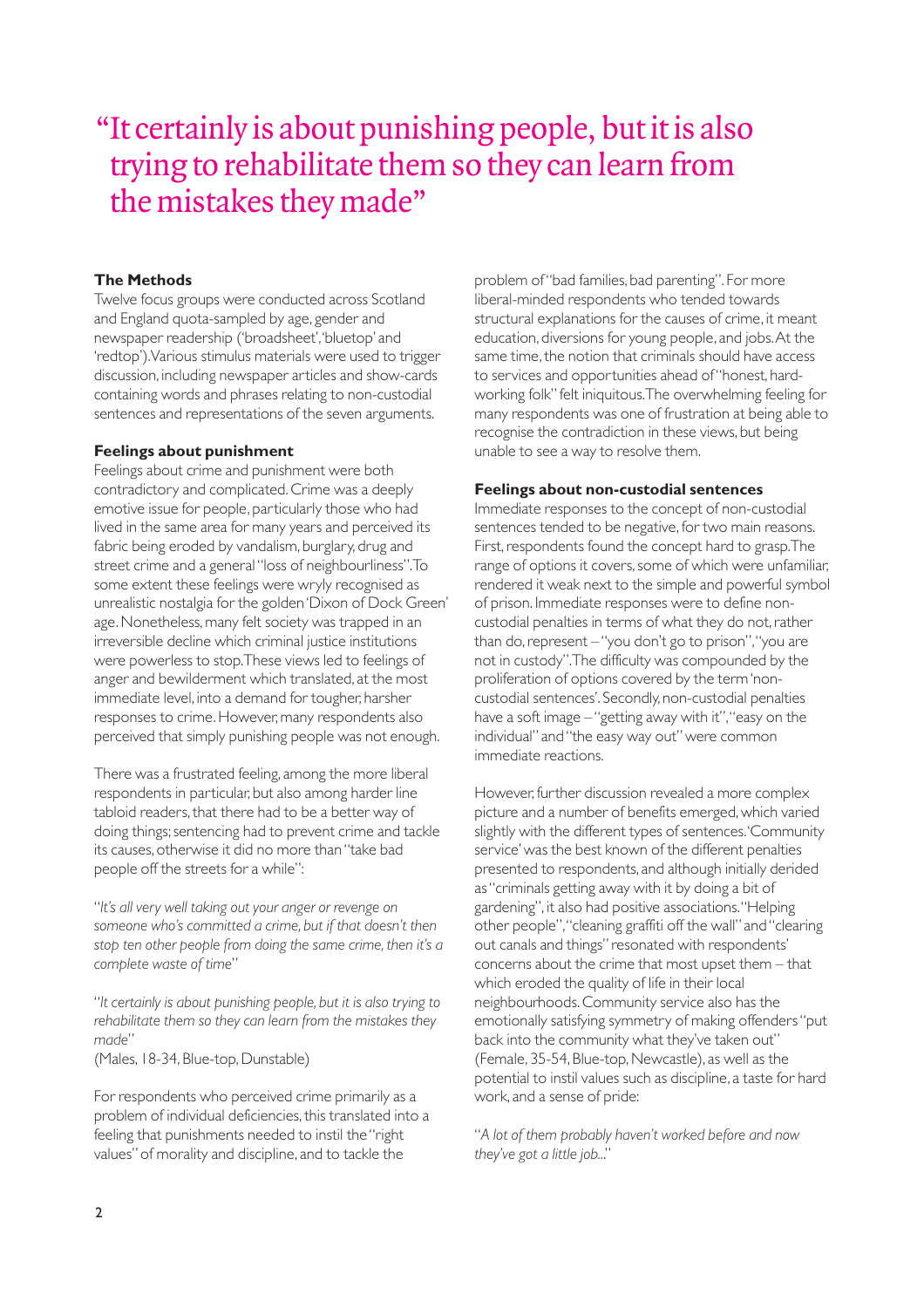# "It certainly is about punishing people, but it is also trying to rehabilitate them so they can learn from the mistakes they made"

**The Methods**

Twelve focus groups were conducted across Scotland and England quota-sampled by age, gender and newspaper readership ('broadsheet', 'bluetop' and 'redtop'). Various stimulus materials were used to trigger discussion, including newspaper articles and show-cards containing words and phrases relating to non-custodial sentences and representations of the seven arguments.

**Feelings about punishment**

Feelings about crime and punishment were both contradictory and complicated. Crime was a deeply emotive issue for people, particularly those who had lived in the same area for many years and perceived its fabric being eroded by vandalism, burglary, drug and street crime and a general "loss of neighbourliness". To some extent these feelings were wryly recognised as unrealistic nostalgia for the golden 'Dixon of Dock Green' age. Nonetheless, many felt society was trapped in an irreversible decline which criminal justice institutions were powerless to stop. These views led to feelings of anger and bewilderment which translated, at the most immediate level, into a demand for tougher, harsher responses to crime. However, many respondents also perceived that simply punishing people was not enough.

There was a frustrated feeling, among the more liberal respondents in particular, but also among harder line tabloid readers, that there had to be a better way of doing things; sentencing had to prevent crime and tackle its causes, otherwise it did no more than "take bad people off the streets for a while":

"*It's all very well taking out your anger or revenge on someone who's committed a crime, but if that doesn't then stop ten other people from doing the same crime, then it's a complete waste of time*"

"*It certainly is about punishing people, but it is also trying to rehabilitate them so they can learn from the mistakes they made*"
(Males, 18-34, Blue-top, Dunstable)

For respondents who perceived crime primarily as a problem of individual deficiencies, this translated into a feeling that punishments needed to instil the "right values" of morality and discipline, and to tackle the problem of "bad families, bad parenting". For more liberal-minded respondents who tended towards structural explanations for the causes of crime, it meant education, diversions for young people, and jobs. At the same time, the notion that criminals should have access to services and opportunities ahead of "honest, hard-working folk" felt iniquitous. The overwhelming feeling for many respondents was one of frustration at being able to recognise the contradiction in these views, but being unable to see a way to resolve them.

**Feelings about non-custodial sentences**

Immediate responses to the concept of non-custodial sentences tended to be negative, for two main reasons. First, respondents found the concept hard to grasp. The range of options it covers, some of which were unfamiliar, rendered it weak next to the simple and powerful symbol of prison. Immediate responses were to define non-custodial penalties in terms of what they do not, rather than do, represent – "you don't go to prison", "you are not in custody". The difficulty was compounded by the proliferation of options covered by the term 'non-custodial sentences'. Secondly, non-custodial penalties have a soft image – "getting away with it", "easy on the individual" and "the easy way out" were common immediate reactions.

However, further discussion revealed a more complex picture and a number of benefits emerged, which varied slightly with the different types of sentences. 'Community service' was the best known of the different penalties presented to respondents, and although initially derided as "criminals getting away with it by doing a bit of gardening", it also had positive associations. "Helping other people", "cleaning graffiti off the wall" and "clearing out canals and things" resonated with respondents' concerns about the crime that most upset them – that which eroded the quality of life in their local neighbourhoods. Community service also has the emotionally satisfying symmetry of making offenders "put back into the community what they've taken out" (Female, 35-54, Blue-top, Newcastle), as well as the potential to instil values such as discipline, a taste for hard work, and a sense of pride:

"*A lot of them probably haven't worked before and now they've got a little job...*"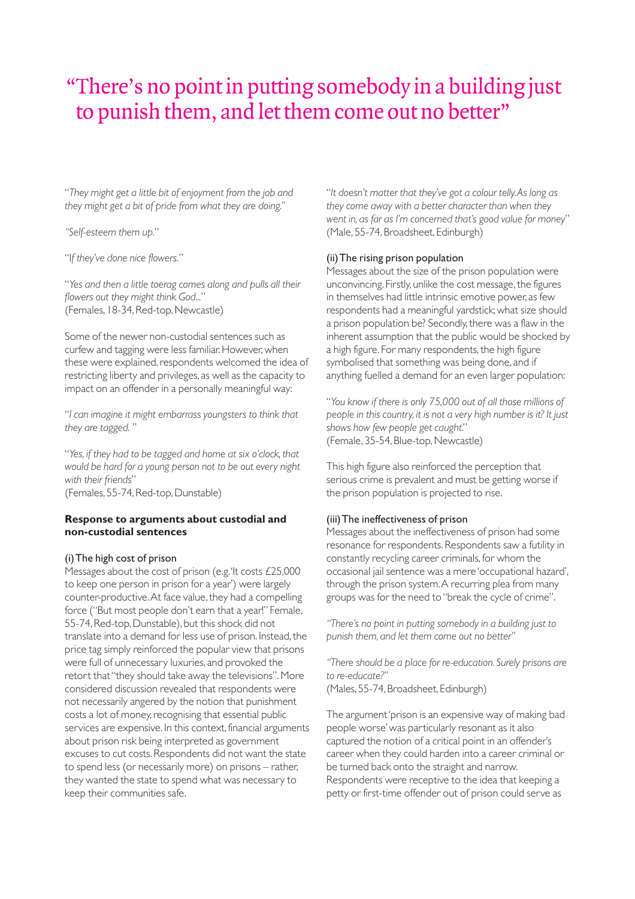# "There's no point in putting somebody in a building just to punish them, and let them come out no better"

"*They might get a little bit of enjoyment from the job and they might get a bit of pride from what they are doing.*"

"*Self-esteem them up.*"

"*If they've done nice flowers.*"

"*Yes and then a little toerag comes along and pulls all their flowers out they might think God...*"
(Females, 18-34, Red-top, Newcastle)

Some of the newer non-custodial sentences such as curfew and tagging were less familiar. However, when these were explained, respondents welcomed the idea of restricting liberty and privileges, as well as the capacity to impact on an offender in a personally meaningful way:

"*I can imagine it might embarrass youngsters to think that they are tagged.*"

"*Yes, if they had to be tagged and home at six o'clock, that would be hard for a young person not to be out every night with their friends*"
(Females, 55-74, Red-top, Dunstable)

**Response to arguments about custodial and non-custodial sentences**

(i) The high cost of prison

Messages about the cost of prison (e.g. 'It costs £25,000 to keep one person in prison for a year') were largely counter-productive. At face value, they had a compelling force ("But most people don't earn that a year!" Female, 55-74, Red-top, Dunstable), but this shock did not translate into a demand for less use of prison. Instead, the price tag simply reinforced the popular view that prisons were full of unnecessary luxuries, and provoked the retort that "they should take away the televisions". More considered discussion revealed that respondents were not necessarily angered by the notion that punishment costs a lot of money, recognising that essential public services are expensive. In this context, financial arguments about prison risk being interpreted as government excuses to cut costs. Respondents did not want the state to spend less (or necessarily more) on prisons – rather, they wanted the state to spend what was necessary to keep their communities safe.

"*It doesn't matter that they've got a colour telly. As long as they come away with a better character than when they went in, as far as I'm concerned that's good value for money*"
(Male, 55-74, Broadsheet, Edinburgh)

(ii) The rising prison population

Messages about the size of the prison population were unconvincing. Firstly, unlike the cost message, the figures in themselves had little intrinsic emotive power, as few respondents had a meaningful yardstick; what size should a prison population be? Secondly, there was a flaw in the inherent assumption that the public would be shocked by a high figure. For many respondents, the high figure symbolised that something was being done, and if anything fuelled a demand for an even larger population:

"*You know if there is only 75,000 out of all those millions of people in this country, it is not a very high number is it? It just shows how few people get caught.*"
(Female, 35-54, Blue-top, Newcastle)

This high figure also reinforced the perception that serious crime is prevalent and must be getting worse if the prison population is projected to rise.

(iii) The ineffectiveness of prison

Messages about the ineffectiveness of prison had some resonance for respondents. Respondents saw a futility in constantly recycling career criminals, for whom the occasional jail sentence was a mere 'occupational hazard', through the prison system. A recurring plea from many groups was for the need to "break the cycle of crime".

"*There's no point in putting somebody in a building just to punish them, and let them come out no better*"

"*There should be a place for re-education. Surely prisons are to re-educate?*"
(Males, 55-74, Broadsheet, Edinburgh)

The argument 'prison is an expensive way of making bad people worse' was particularly resonant as it also captured the notion of a critical point in an offender's career when they could harden into a career criminal or be turned back onto the straight and narrow. Respondents were receptive to the idea that keeping a petty or first-time offender out of prison could serve as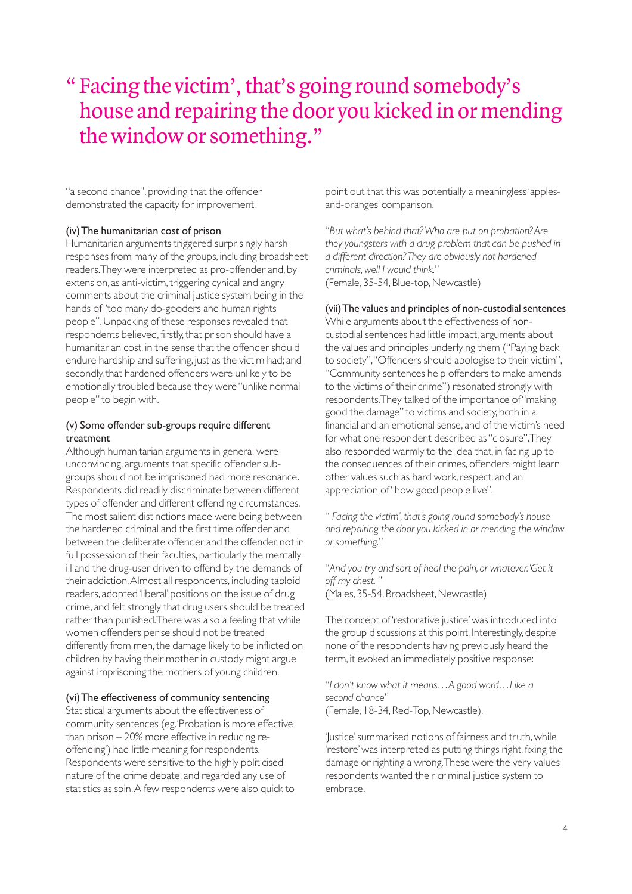> " Facing the victim', that's going round somebody's house and repairing the door you kicked in or mending the window or something."

"a second chance", providing that the offender demonstrated the capacity for improvement.

**(iv) The humanitarian cost of prison**

Humanitarian arguments triggered surprisingly harsh responses from many of the groups, including broadsheet readers. They were interpreted as pro-offender and, by extension, as anti-victim, triggering cynical and angry comments about the criminal justice system being in the hands of "too many do-gooders and human rights people". Unpacking of these responses revealed that respondents believed, firstly, that prison should have a humanitarian cost, in the sense that the offender should endure hardship and suffering, just as the victim had; and secondly, that hardened offenders were unlikely to be emotionally troubled because they were "unlike normal people" to begin with.

**(v) Some offender sub-groups require different treatment**

Although humanitarian arguments in general were unconvincing, arguments that specific offender sub-groups should not be imprisoned had more resonance. Respondents did readily discriminate between different types of offender and different offending circumstances. The most salient distinctions made were being between the hardened criminal and the first time offender and between the deliberate offender and the offender not in full possession of their faculties, particularly the mentally ill and the drug-user driven to offend by the demands of their addiction. Almost all respondents, including tabloid readers, adopted 'liberal' positions on the issue of drug crime, and felt strongly that drug users should be treated rather than punished. There was also a feeling that while women offenders per se should not be treated differently from men, the damage likely to be inflicted on children by having their mother in custody might argue against imprisoning the mothers of young children.

**(vi) The effectiveness of community sentencing**

Statistical arguments about the effectiveness of community sentences (eg.'Probation is more effective than prison – 20% more effective in reducing re-offending') had little meaning for respondents. Respondents were sensitive to the highly politicised nature of the crime debate, and regarded any use of statistics as spin. A few respondents were also quick to point out that this was potentially a meaningless 'apples-and-oranges' comparison.

"*But what's behind that? Who are put on probation? Are they youngsters with a drug problem that can be pushed in a different direction? They are obviously not hardened criminals, well I would think.*"
(Female, 35-54, Blue-top, Newcastle)

**(vii) The values and principles of non-custodial sentences**

While arguments about the effectiveness of non-custodial sentences had little impact, arguments about the values and principles underlying them ("Paying back to society", "Offenders should apologise to their victim", "Community sentences help offenders to make amends to the victims of their crime") resonated strongly with respondents. They talked of the importance of "making good the damage" to victims and society, both in a financial and an emotional sense, and of the victim's need for what one respondent described as "closure". They also responded warmly to the idea that, in facing up to the consequences of their crimes, offenders might learn other values such as hard work, respect, and an appreciation of "how good people live".

"*Facing the victim', that's going round somebody's house and repairing the door you kicked in or mending the window or something.*"

"*And you try and sort of heal the pain, or whatever. 'Get it off my chest.*"
(Males, 35-54, Broadsheet, Newcastle)

The concept of 'restorative justice' was introduced into the group discussions at this point. Interestingly, despite none of the respondents having previously heard the term, it evoked an immediately positive response:

"*I don't know what it means…A good word…Like a second chance*"
(Female, 18-34, Red-Top, Newcastle).

'Justice' summarised notions of fairness and truth, while 'restore' was interpreted as putting things right, fixing the damage or righting a wrong. These were the very values respondents wanted their criminal justice system to embrace.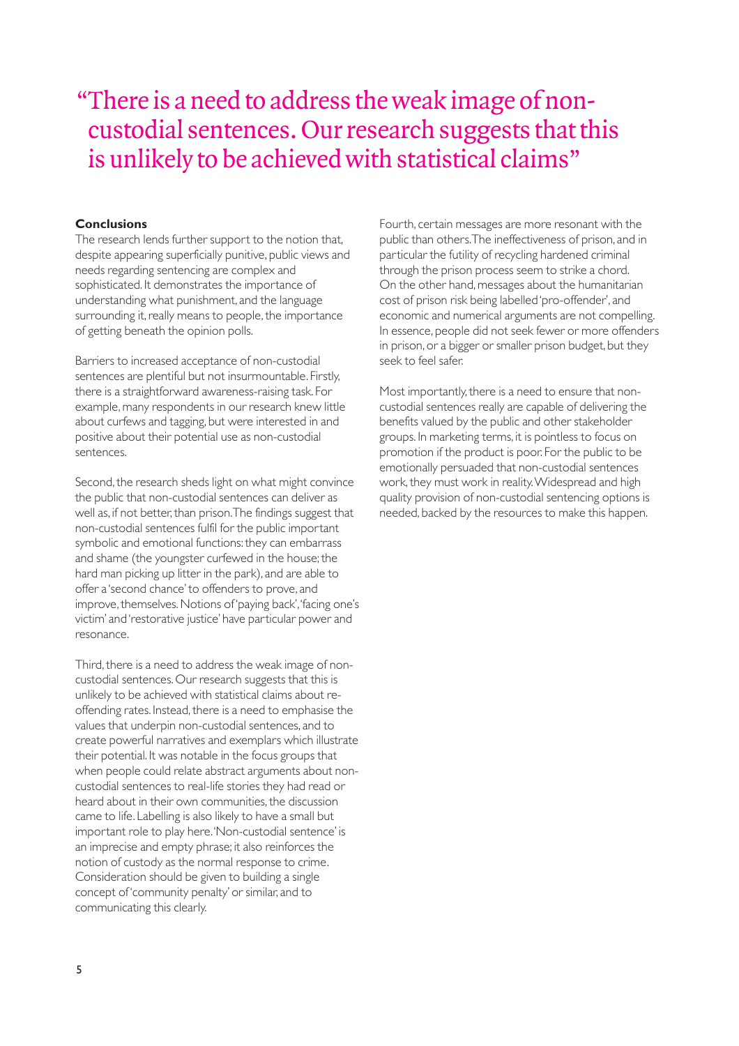"There is a need to address the weak image of non-custodial sentences. Our research suggests that this is unlikely to be achieved with statistical claims"

**Conclusions**

The research lends further support to the notion that, despite appearing superficially punitive, public views and needs regarding sentencing are complex and sophisticated. It demonstrates the importance of understanding what punishment, and the language surrounding it, really means to people, the importance of getting beneath the opinion polls.

Barriers to increased acceptance of non-custodial sentences are plentiful but not insurmountable. Firstly, there is a straightforward awareness-raising task. For example, many respondents in our research knew little about curfews and tagging, but were interested in and positive about their potential use as non-custodial sentences.

Second, the research sheds light on what might convince the public that non-custodial sentences can deliver as well as, if not better, than prison. The findings suggest that non-custodial sentences fulfil for the public important symbolic and emotional functions: they can embarrass and shame (the youngster curfewed in the house; the hard man picking up litter in the park), and are able to offer a 'second chance' to offenders to prove, and improve, themselves. Notions of 'paying back', 'facing one's victim' and 'restorative justice' have particular power and resonance.

Third, there is a need to address the weak image of non-custodial sentences. Our research suggests that this is unlikely to be achieved with statistical claims about re-offending rates. Instead, there is a need to emphasise the values that underpin non-custodial sentences, and to create powerful narratives and exemplars which illustrate their potential. It was notable in the focus groups that when people could relate abstract arguments about non-custodial sentences to real-life stories they had read or heard about in their own communities, the discussion came to life. Labelling is also likely to have a small but important role to play here. 'Non-custodial sentence' is an imprecise and empty phrase; it also reinforces the notion of custody as the normal response to crime. Consideration should be given to building a single concept of 'community penalty' or similar, and to communicating this clearly.

Fourth, certain messages are more resonant with the public than others. The ineffectiveness of prison, and in particular the futility of recycling hardened criminal through the prison process seem to strike a chord. On the other hand, messages about the humanitarian cost of prison risk being labelled 'pro-offender', and economic and numerical arguments are not compelling. In essence, people did not seek fewer or more offenders in prison, or a bigger or smaller prison budget, but they seek to feel safer.

Most importantly, there is a need to ensure that non-custodial sentences really are capable of delivering the benefits valued by the public and other stakeholder groups. In marketing terms, it is pointless to focus on promotion if the product is poor. For the public to be emotionally persuaded that non-custodial sentences work, they must work in reality. Widespread and high quality provision of non-custodial sentencing options is needed, backed by the resources to make this happen.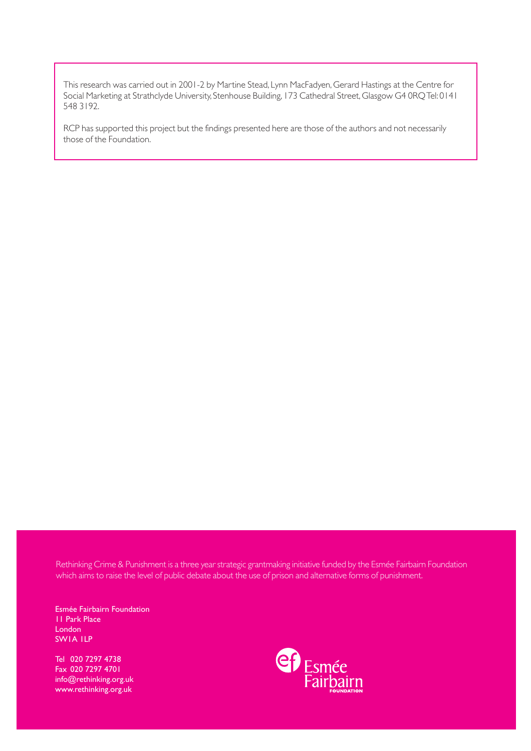This research was carried out in 2001-2 by Martine Stead, Lynn MacFadyen, Gerard Hastings at the Centre for Social Marketing at Strathclyde University, Stenhouse Building, 173 Cathedral Street, Glasgow G4 0RQ Tel: 0141 548 3192.

RCP has supported this project but the findings presented here are those of the authors and not necessarily those of the Foundation.

Rethinking Crime & Punishment is a three year strategic grantmaking initiative funded by the Esmée Fairbairn Foundation which aims to raise the level of public debate about the use of prison and alternative forms of punishment.

Esmée Fairbairn Foundation
11 Park Place
London
SW1A 1LP

Tel 020 7297 4738
Fax 020 7297 4701
info@rethinking.org.uk
www.rethinking.org.uk

Esmée Fairbairn FOUNDATION